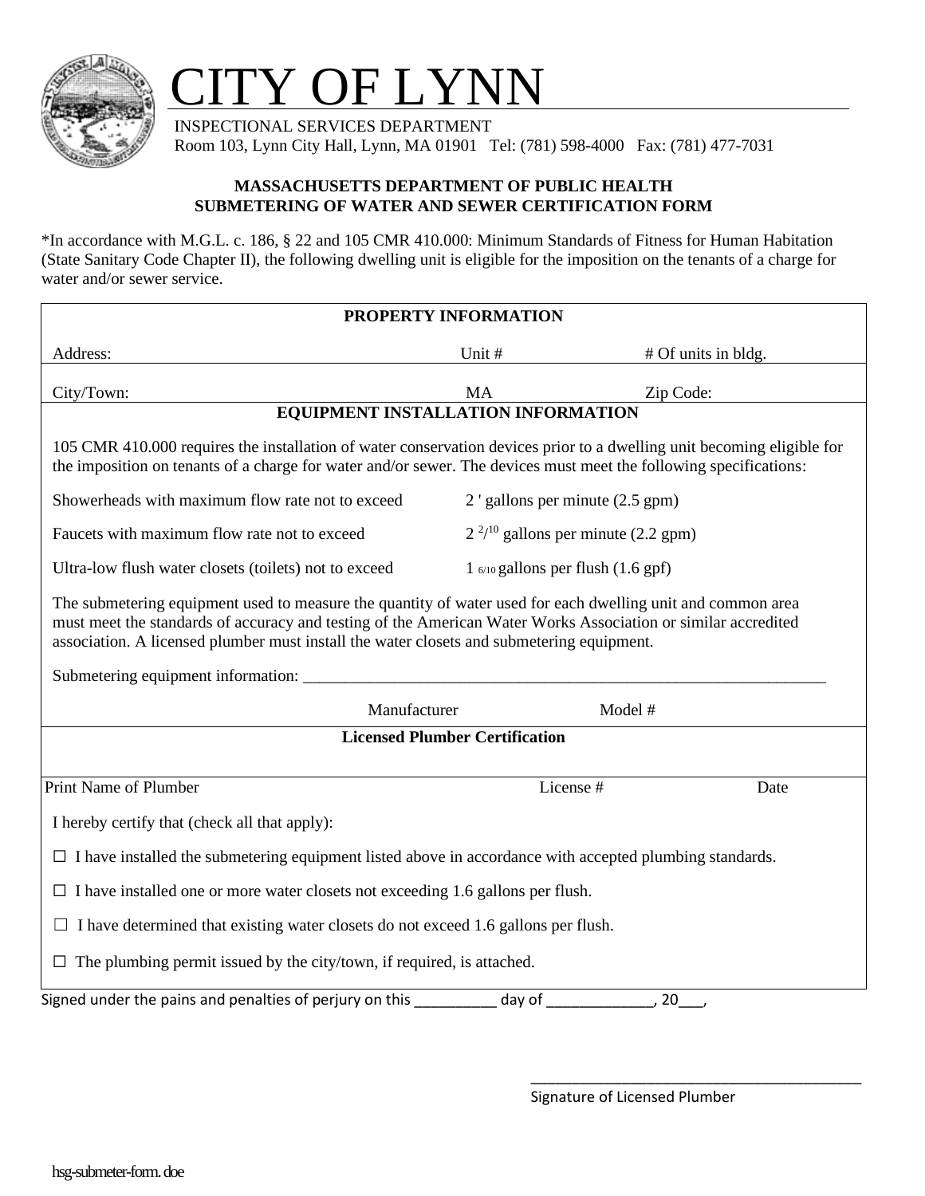# CITY OF LYNN

INSPECTIONAL SERVICES DEPARTMENT
Room 103, Lynn City Hall, Lynn, MA 01901 Tel: (781) 598-4000 Fax: (781) 477-7031

**MASSACHUSETTS DEPARTMENT OF PUBLIC HEALTH**
**SUBMETERING OF WATER AND SEWER CERTIFICATION FORM**

*In accordance with M.G.L. c. 186, § 22 and 105 CMR 410.000: Minimum Standards of Fitness for Human Habitation (State Sanitary Code Chapter II), the following dwelling unit is eligible for the imposition on the tenants of a charge for water and/or sewer service.

**PROPERTY INFORMATION**

| Address: | Unit # | # Of units in bldg. |
|---|---|---|
| City/Town: | MA | Zip Code: |

**EQUIPMENT INSTALLATION INFORMATION**

105 CMR 410.000 requires the installation of water conservation devices prior to a dwelling unit becoming eligible for the imposition on tenants of a charge for water and/or sewer. The devices must meet the following specifications:

| | |
|---|---|
| Showerheads with maximum flow rate not to exceed | 2 ' gallons per minute (2.5 gpm) |
| Faucets with maximum flow rate not to exceed | 2 $^{2}/_{10}$ gallons per minute (2.2 gpm) |
| Ultra-low flush water closets (toilets) not to exceed | 1 $_{6/10}$ gallons per flush (1.6 gpf) |

The submetering equipment used to measure the quantity of water used for each dwelling unit and common area must meet the standards of accuracy and testing of the American Water Works Association or similar accredited association. A licensed plumber must install the water closets and submetering equipment.

Submetering equipment information: ___________________________________________________________________

Manufacturer                    Model #

**Licensed Plumber Certification**

| Print Name of Plumber | License # | Date |
|---|---|---|

I hereby certify that (check all that apply):

☐ I have installed the submetering equipment listed above in accordance with accepted plumbing standards.

☐ I have installed one or more water closets not exceeding 1.6 gallons per flush.

☐ I have determined that existing water closets do not exceed 1.6 gallons per flush.

☐ The plumbing permit issued by the city/town, if required, is attached.

Signed under the pains and penalties of perjury on this __________ day of _____________, 20___,

_________________________________________
Signature of Licensed Plumber

hsg-submeter-form.doe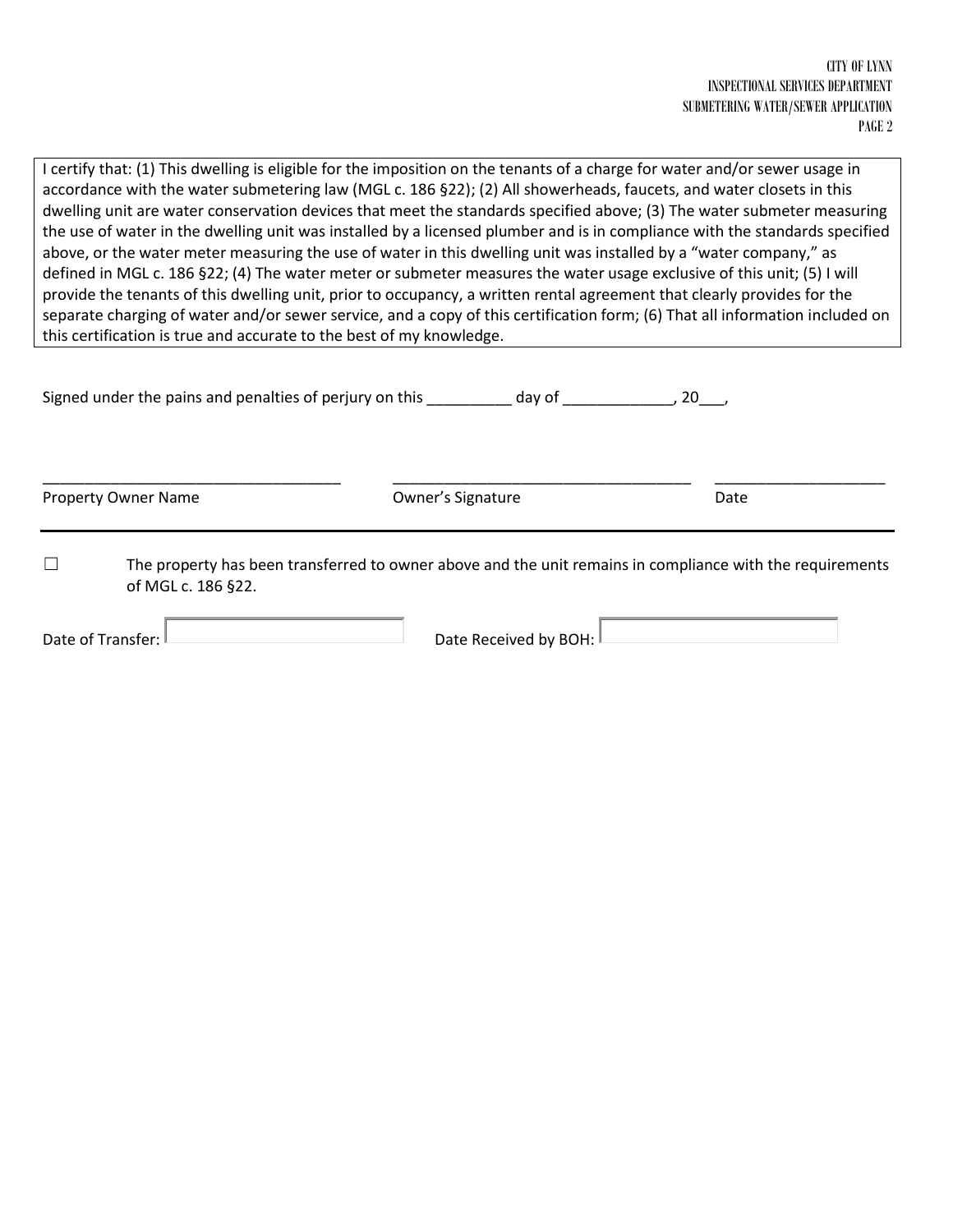I certify that: (1) This dwelling is eligible for the imposition on the tenants of a charge for water and/or sewer usage in accordance with the water submetering law (MGL c. 186 §22); (2) All showerheads, faucets, and water closets in this dwelling unit are water conservation devices that meet the standards specified above; (3) The water submeter measuring the use of water in the dwelling unit was installed by a licensed plumber and is in compliance with the standards specified above, or the water meter measuring the use of water in this dwelling unit was installed by a "water company," as defined in MGL c. 186 §22; (4) The water meter or submeter measures the water usage exclusive of this unit; (5) I will provide the tenants of this dwelling unit, prior to occupancy, a written rental agreement that clearly provides for the separate charging of water and/or sewer service, and a copy of this certification form; (6) That all information included on this certification is true and accurate to the best of my knowledge.

Signed under the pains and penalties of perjury on this __________ day of _____________, 20___,

| | | |
|---|---|---|
| ___________________________________ | ___________________________________ | ____________________ |
| Property Owner Name | Owner's Signature | Date |

---

☐ The property has been transferred to owner above and the unit remains in compliance with the requirements of MGL c. 186 §22.

Date of Transfer: ____________________ Date Received by BOH: ____________________